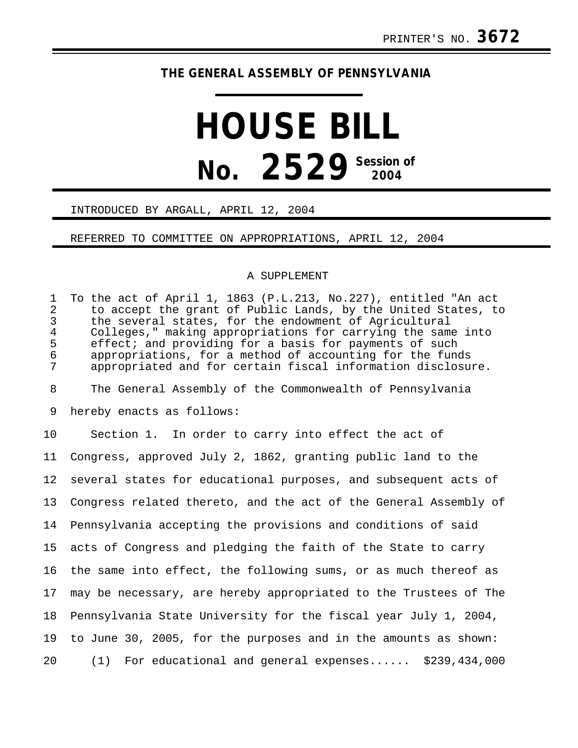PRINTER'S NO. **3672**

**THE GENERAL ASSEMBLY OF PENNSYLVANIA**

# HOUSE BILL

# No. 2529 Session of 2004

INTRODUCED BY ARGALL, APRIL 12, 2004

REFERRED TO COMMITTEE ON APPROPRIATIONS, APRIL 12, 2004

A SUPPLEMENT

To the act of April 1, 1863 (P.L.213, No.227), entitled "An act to accept the grant of Public Lands, by the United States, to the several states, for the endowment of Agricultural Colleges," making appropriations for carrying the same into effect; and providing for a basis for payments of such appropriations, for a method of accounting for the funds appropriated and for certain fiscal information disclosure.

The General Assembly of the Commonwealth of Pennsylvania hereby enacts as follows:

Section 1. In order to carry into effect the act of Congress, approved July 2, 1862, granting public land to the several states for educational purposes, and subsequent acts of Congress related thereto, and the act of the General Assembly of Pennsylvania accepting the provisions and conditions of said acts of Congress and pledging the faith of the State to carry the same into effect, the following sums, or as much thereof as may be necessary, are hereby appropriated to the Trustees of The Pennsylvania State University for the fiscal year July 1, 2004, to June 30, 2005, for the purposes and in the amounts as shown:

(1) For educational and general expenses...... $239,434,000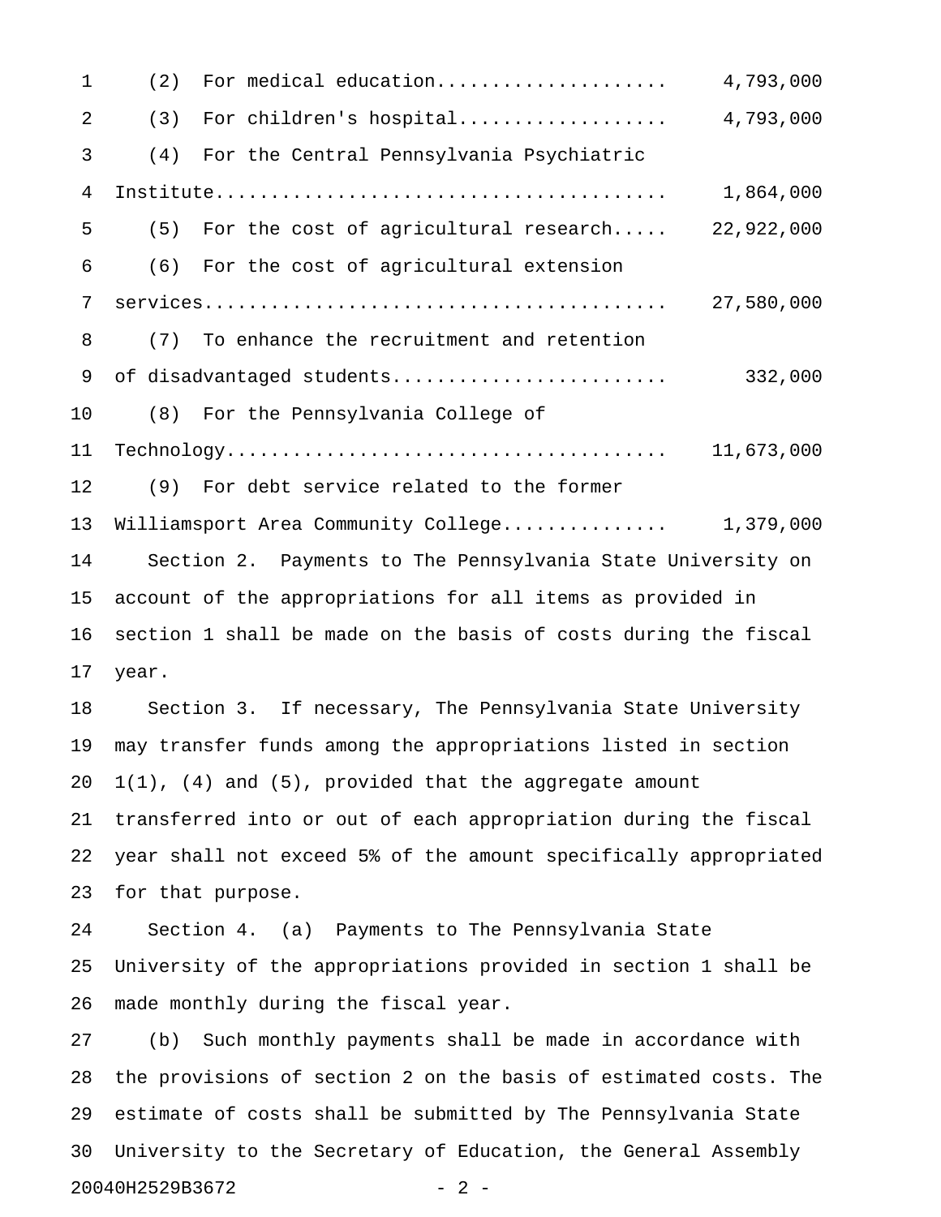(2) For medical education.................... 4,793,000

(3) For children's hospital.................. 4,793,000

(4) For the Central Pennsylvania Psychiatric Institute........................................ 1,864,000

(5) For the cost of agricultural research..... 22,922,000

(6) For the cost of agricultural extension services.......................................... 27,580,000

(7) To enhance the recruitment and retention of disadvantaged students........................ 332,000

(8) For the Pennsylvania College of Technology........................................ 11,673,000

(9) For debt service related to the former Williamsport Area Community College.............. 1,379,000

Section 2. Payments to The Pennsylvania State University on account of the appropriations for all items as provided in section 1 shall be made on the basis of costs during the fiscal year.

Section 3. If necessary, The Pennsylvania State University may transfer funds among the appropriations listed in section 1(1), (4) and (5), provided that the aggregate amount transferred into or out of each appropriation during the fiscal year shall not exceed 5% of the amount specifically appropriated for that purpose.

Section 4. (a) Payments to The Pennsylvania State University of the appropriations provided in section 1 shall be made monthly during the fiscal year.

(b) Such monthly payments shall be made in accordance with the provisions of section 2 on the basis of estimated costs. The estimate of costs shall be submitted by The Pennsylvania State University to the Secretary of Education, the General Assembly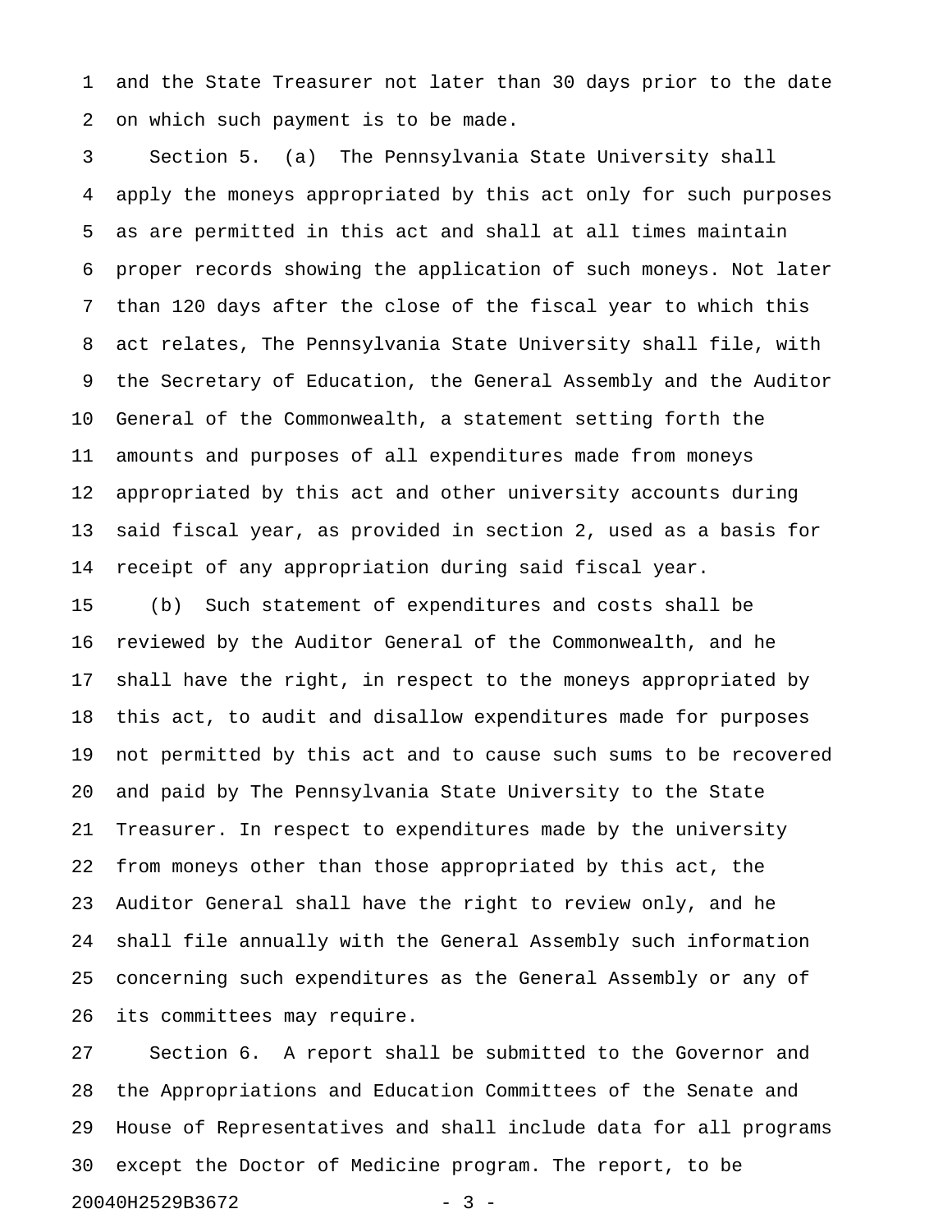and the State Treasurer not later than 30 days prior to the date on which such payment is to be made.

Section 5. (a) The Pennsylvania State University shall apply the moneys appropriated by this act only for such purposes as are permitted in this act and shall at all times maintain proper records showing the application of such moneys. Not later than 120 days after the close of the fiscal year to which this act relates, The Pennsylvania State University shall file, with the Secretary of Education, the General Assembly and the Auditor General of the Commonwealth, a statement setting forth the amounts and purposes of all expenditures made from moneys appropriated by this act and other university accounts during said fiscal year, as provided in section 2, used as a basis for receipt of any appropriation during said fiscal year.

(b) Such statement of expenditures and costs shall be reviewed by the Auditor General of the Commonwealth, and he shall have the right, in respect to the moneys appropriated by this act, to audit and disallow expenditures made for purposes not permitted by this act and to cause such sums to be recovered and paid by The Pennsylvania State University to the State Treasurer. In respect to expenditures made by the university from moneys other than those appropriated by this act, the Auditor General shall have the right to review only, and he shall file annually with the General Assembly such information concerning such expenditures as the General Assembly or any of its committees may require.

Section 6. A report shall be submitted to the Governor and the Appropriations and Education Committees of the Senate and House of Representatives and shall include data for all programs except the Doctor of Medicine program. The report, to be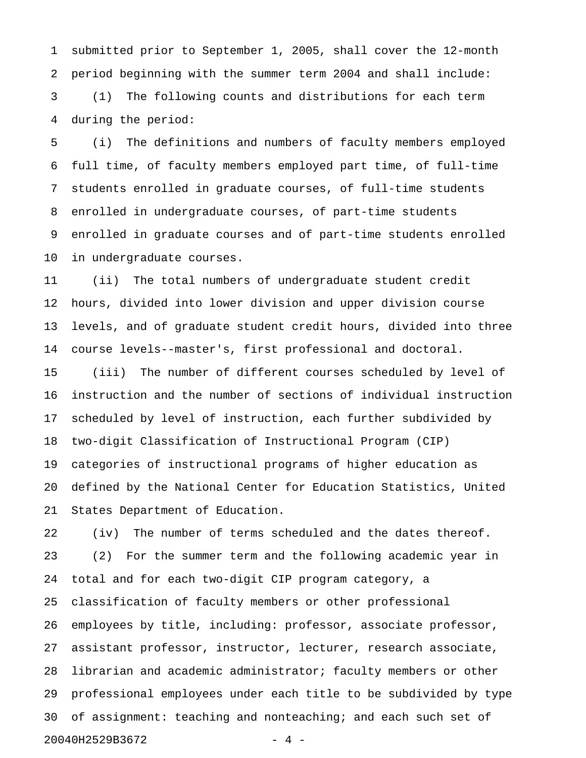submitted prior to September 1, 2005, shall cover the 12-month period beginning with the summer term 2004 and shall include:

(1) The following counts and distributions for each term during the period:

(i) The definitions and numbers of faculty members employed full time, of faculty members employed part time, of full-time students enrolled in graduate courses, of full-time students enrolled in undergraduate courses, of part-time students enrolled in graduate courses and of part-time students enrolled in undergraduate courses.

(ii) The total numbers of undergraduate student credit hours, divided into lower division and upper division course levels, and of graduate student credit hours, divided into three course levels--master's, first professional and doctoral.

(iii) The number of different courses scheduled by level of instruction and the number of sections of individual instruction scheduled by level of instruction, each further subdivided by two-digit Classification of Instructional Program (CIP) categories of instructional programs of higher education as defined by the National Center for Education Statistics, United States Department of Education.

(iv) The number of terms scheduled and the dates thereof.

(2) For the summer term and the following academic year in total and for each two-digit CIP program category, a classification of faculty members or other professional employees by title, including: professor, associate professor, assistant professor, instructor, lecturer, research associate, librarian and academic administrator; faculty members or other professional employees under each title to be subdivided by type of assignment: teaching and nonteaching; and each such set of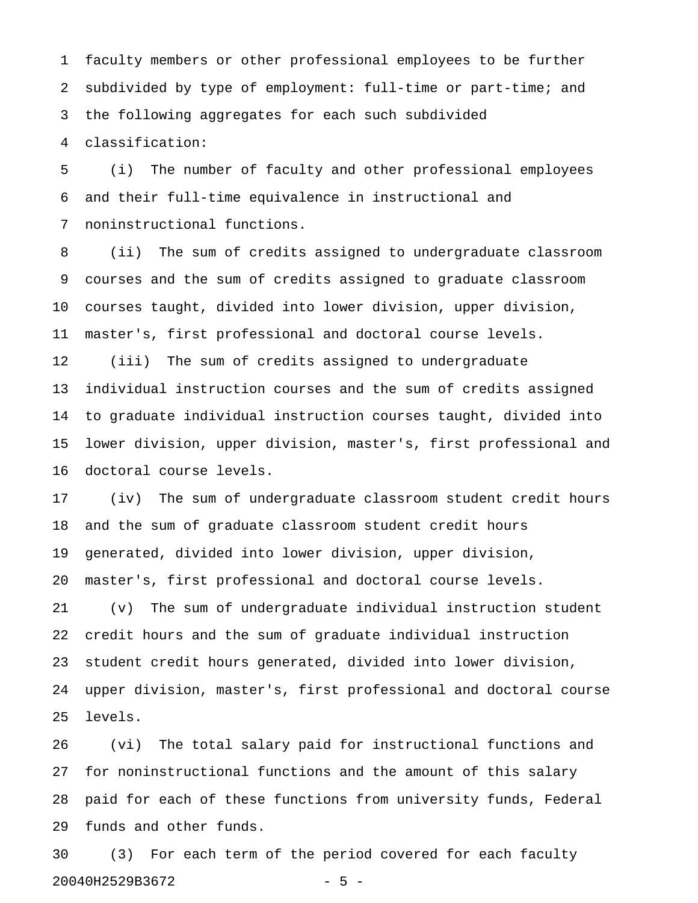faculty members or other professional employees to be further subdivided by type of employment: full-time or part-time; and the following aggregates for each such subdivided classification:

(i) The number of faculty and other professional employees and their full-time equivalence in instructional and noninstructional functions.

(ii) The sum of credits assigned to undergraduate classroom courses and the sum of credits assigned to graduate classroom courses taught, divided into lower division, upper division, master's, first professional and doctoral course levels.

(iii) The sum of credits assigned to undergraduate individual instruction courses and the sum of credits assigned to graduate individual instruction courses taught, divided into lower division, upper division, master's, first professional and doctoral course levels.

(iv) The sum of undergraduate classroom student credit hours and the sum of graduate classroom student credit hours generated, divided into lower division, upper division, master's, first professional and doctoral course levels.

(v) The sum of undergraduate individual instruction student credit hours and the sum of graduate individual instruction student credit hours generated, divided into lower division, upper division, master's, first professional and doctoral course levels.

(vi) The total salary paid for instructional functions and for noninstructional functions and the amount of this salary paid for each of these functions from university funds, Federal funds and other funds.

(3) For each term of the period covered for each faculty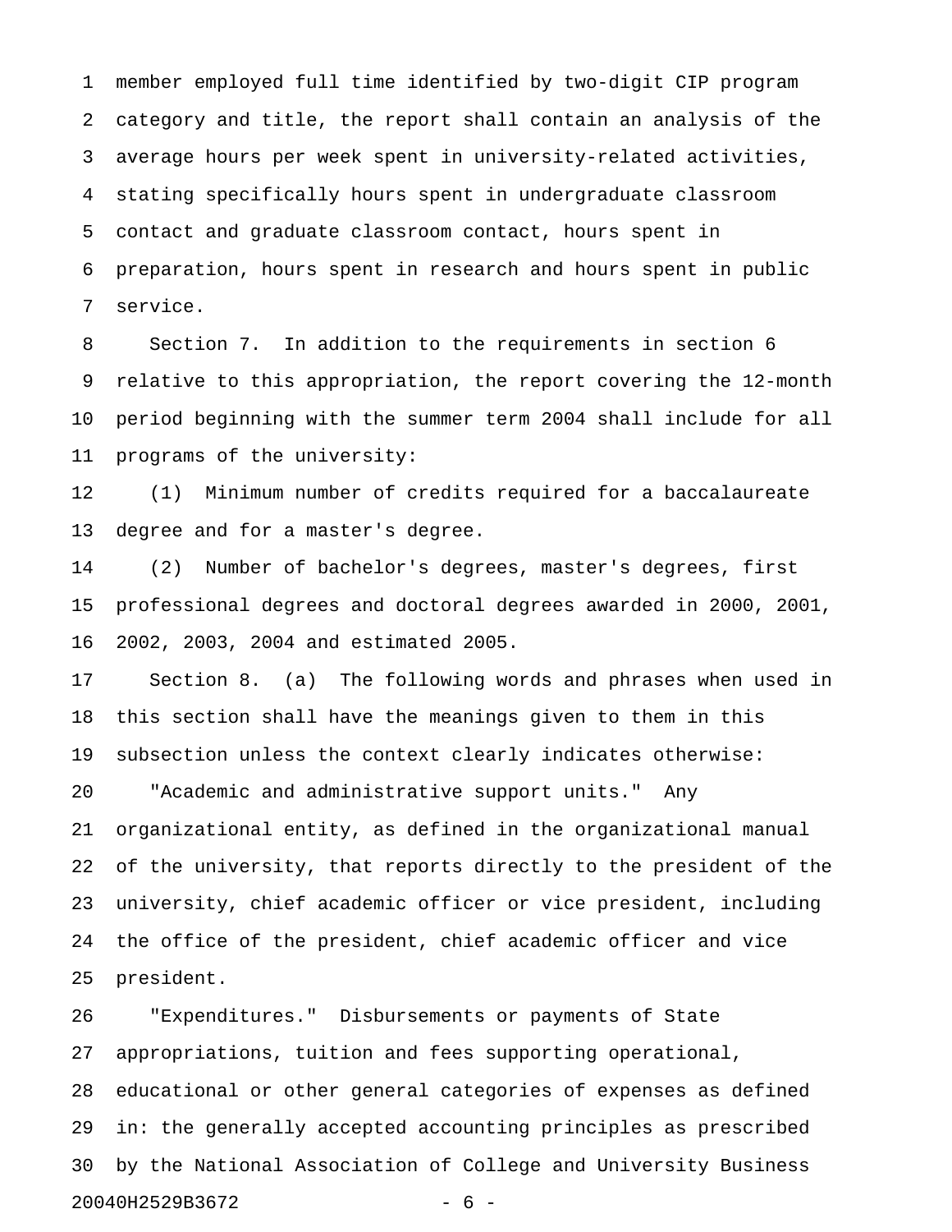member employed full time identified by two-digit CIP program category and title, the report shall contain an analysis of the average hours per week spent in university-related activities, stating specifically hours spent in undergraduate classroom contact and graduate classroom contact, hours spent in preparation, hours spent in research and hours spent in public service.

Section 7. In addition to the requirements in section 6 relative to this appropriation, the report covering the 12-month period beginning with the summer term 2004 shall include for all programs of the university:

(1) Minimum number of credits required for a baccalaureate degree and for a master's degree.

(2) Number of bachelor's degrees, master's degrees, first professional degrees and doctoral degrees awarded in 2000, 2001, 2002, 2003, 2004 and estimated 2005.

Section 8. (a) The following words and phrases when used in this section shall have the meanings given to them in this subsection unless the context clearly indicates otherwise:

"Academic and administrative support units." Any organizational entity, as defined in the organizational manual of the university, that reports directly to the president of the university, chief academic officer or vice president, including the office of the president, chief academic officer and vice president.

"Expenditures." Disbursements or payments of State appropriations, tuition and fees supporting operational, educational or other general categories of expenses as defined in: the generally accepted accounting principles as prescribed by the National Association of College and University Business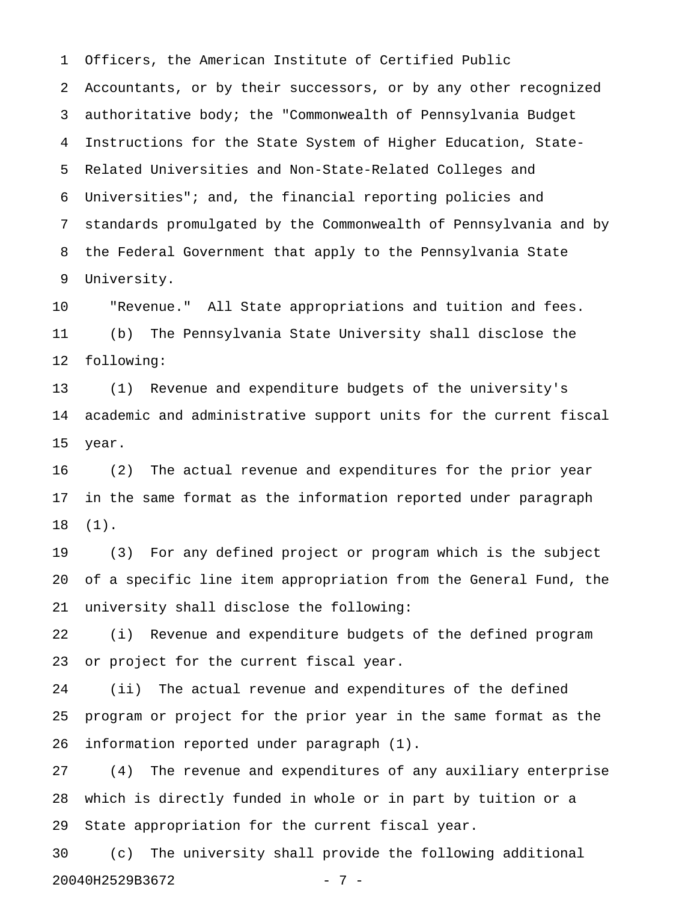Officers, the American Institute of Certified Public Accountants, or by their successors, or by any other recognized authoritative body; the "Commonwealth of Pennsylvania Budget Instructions for the State System of Higher Education, State-Related Universities and Non-State-Related Colleges and Universities"; and, the financial reporting policies and standards promulgated by the Commonwealth of Pennsylvania and by the Federal Government that apply to the Pennsylvania State University.

"Revenue." All State appropriations and tuition and fees.

(b) The Pennsylvania State University shall disclose the following:

(1) Revenue and expenditure budgets of the university's academic and administrative support units for the current fiscal year.

(2) The actual revenue and expenditures for the prior year in the same format as the information reported under paragraph (1).

(3) For any defined project or program which is the subject of a specific line item appropriation from the General Fund, the university shall disclose the following:

(i) Revenue and expenditure budgets of the defined program or project for the current fiscal year.

(ii) The actual revenue and expenditures of the defined program or project for the prior year in the same format as the information reported under paragraph (1).

(4) The revenue and expenditures of any auxiliary enterprise which is directly funded in whole or in part by tuition or a State appropriation for the current fiscal year.

(c) The university shall provide the following additional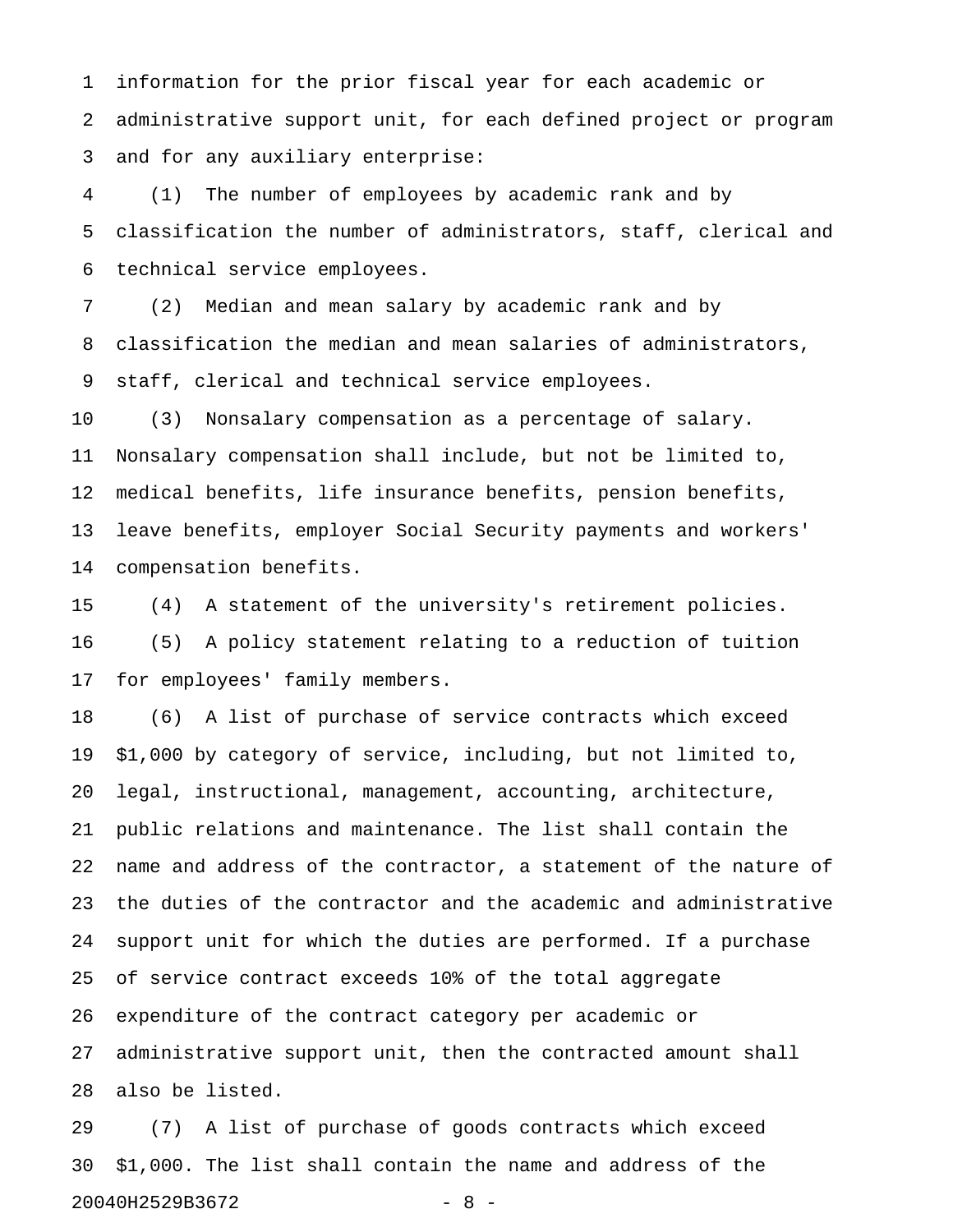information for the prior fiscal year for each academic or administrative support unit, for each defined project or program and for any auxiliary enterprise:

(1) The number of employees by academic rank and by classification the number of administrators, staff, clerical and technical service employees.

(2) Median and mean salary by academic rank and by classification the median and mean salaries of administrators, staff, clerical and technical service employees.

(3) Nonsalary compensation as a percentage of salary. Nonsalary compensation shall include, but not be limited to, medical benefits, life insurance benefits, pension benefits, leave benefits, employer Social Security payments and workers' compensation benefits.

(4) A statement of the university's retirement policies.

(5) A policy statement relating to a reduction of tuition for employees' family members.

(6) A list of purchase of service contracts which exceed $1,000 by category of service, including, but not limited to, legal, instructional, management, accounting, architecture, public relations and maintenance. The list shall contain the name and address of the contractor, a statement of the nature of the duties of the contractor and the academic and administrative support unit for which the duties are performed. If a purchase of service contract exceeds 10% of the total aggregate expenditure of the contract category per academic or administrative support unit, then the contracted amount shall also be listed.

(7) A list of purchase of goods contracts which exceed $1,000. The list shall contain the name and address of the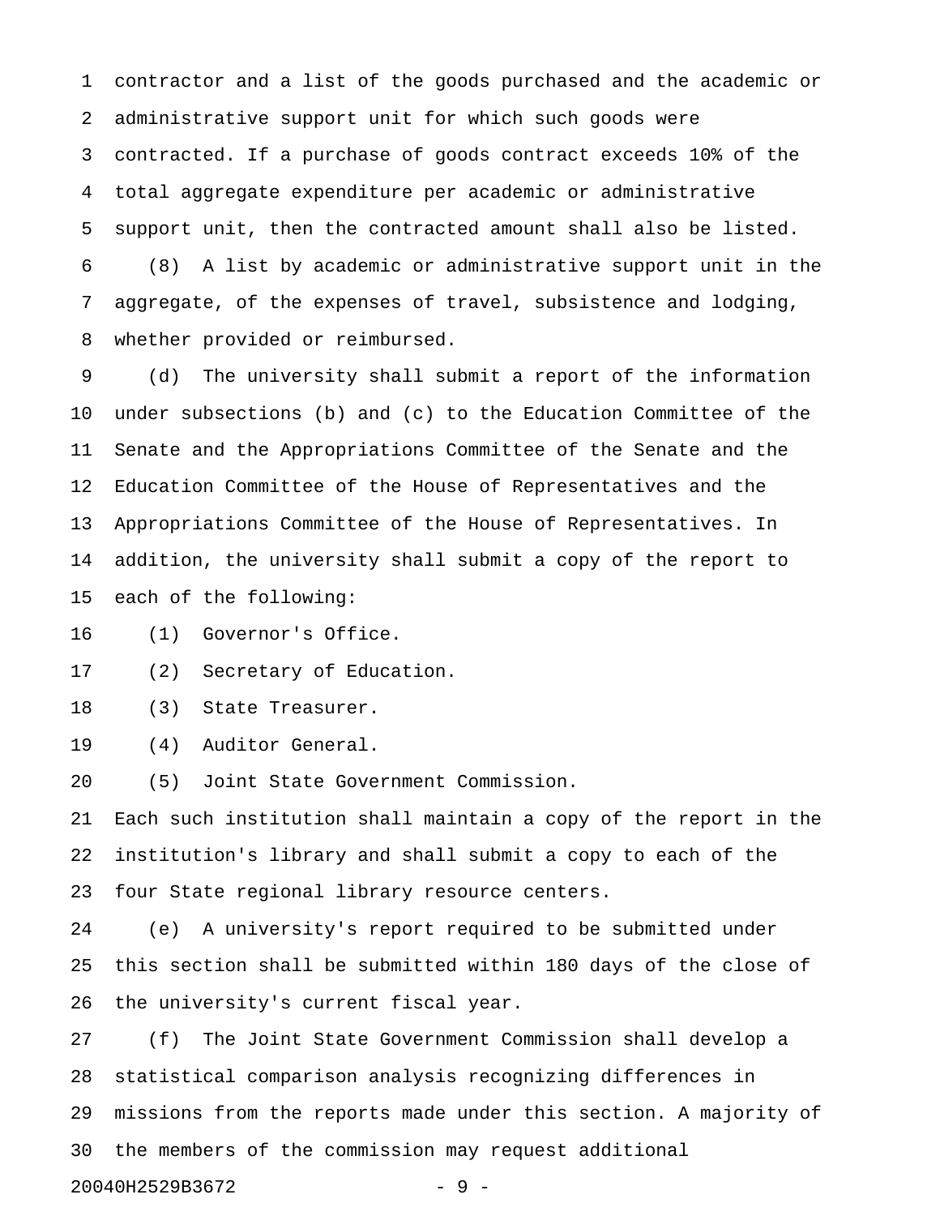contractor and a list of the goods purchased and the academic or administrative support unit for which such goods were contracted. If a purchase of goods contract exceeds 10% of the total aggregate expenditure per academic or administrative support unit, then the contracted amount shall also be listed.

(8) A list by academic or administrative support unit in the aggregate, of the expenses of travel, subsistence and lodging, whether provided or reimbursed.

(d) The university shall submit a report of the information under subsections (b) and (c) to the Education Committee of the Senate and the Appropriations Committee of the Senate and the Education Committee of the House of Representatives and the Appropriations Committee of the House of Representatives. In addition, the university shall submit a copy of the report to each of the following:

(1) Governor's Office.

(2) Secretary of Education.

(3) State Treasurer.

(4) Auditor General.

(5) Joint State Government Commission.

Each such institution shall maintain a copy of the report in the institution's library and shall submit a copy to each of the four State regional library resource centers.

(e) A university's report required to be submitted under this section shall be submitted within 180 days of the close of the university's current fiscal year.

(f) The Joint State Government Commission shall develop a statistical comparison analysis recognizing differences in missions from the reports made under this section. A majority of the members of the commission may request additional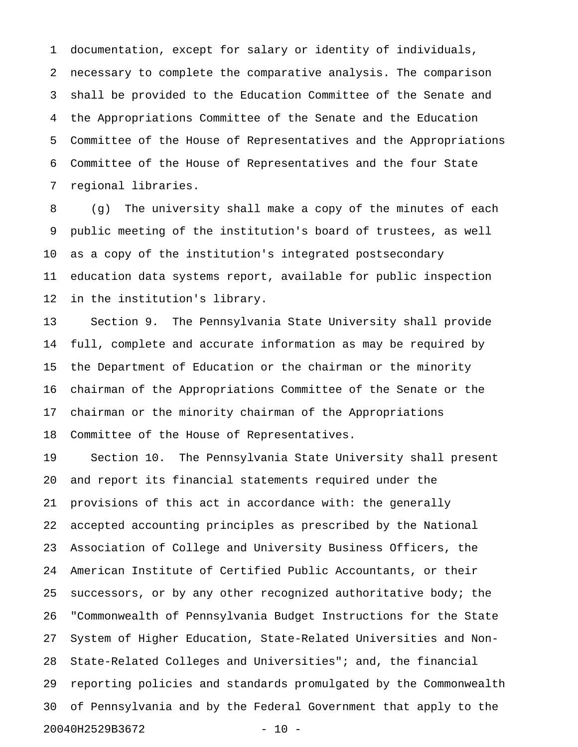documentation, except for salary or identity of individuals, necessary to complete the comparative analysis. The comparison shall be provided to the Education Committee of the Senate and the Appropriations Committee of the Senate and the Education Committee of the House of Representatives and the Appropriations Committee of the House of Representatives and the four State regional libraries.

(g) The university shall make a copy of the minutes of each public meeting of the institution's board of trustees, as well as a copy of the institution's integrated postsecondary education data systems report, available for public inspection in the institution's library.

Section 9. The Pennsylvania State University shall provide full, complete and accurate information as may be required by the Department of Education or the chairman or the minority chairman of the Appropriations Committee of the Senate or the chairman or the minority chairman of the Appropriations Committee of the House of Representatives.

Section 10. The Pennsylvania State University shall present and report its financial statements required under the provisions of this act in accordance with: the generally accepted accounting principles as prescribed by the National Association of College and University Business Officers, the American Institute of Certified Public Accountants, or their successors, or by any other recognized authoritative body; the "Commonwealth of Pennsylvania Budget Instructions for the State System of Higher Education, State-Related Universities and Non-State-Related Colleges and Universities"; and, the financial reporting policies and standards promulgated by the Commonwealth of Pennsylvania and by the Federal Government that apply to the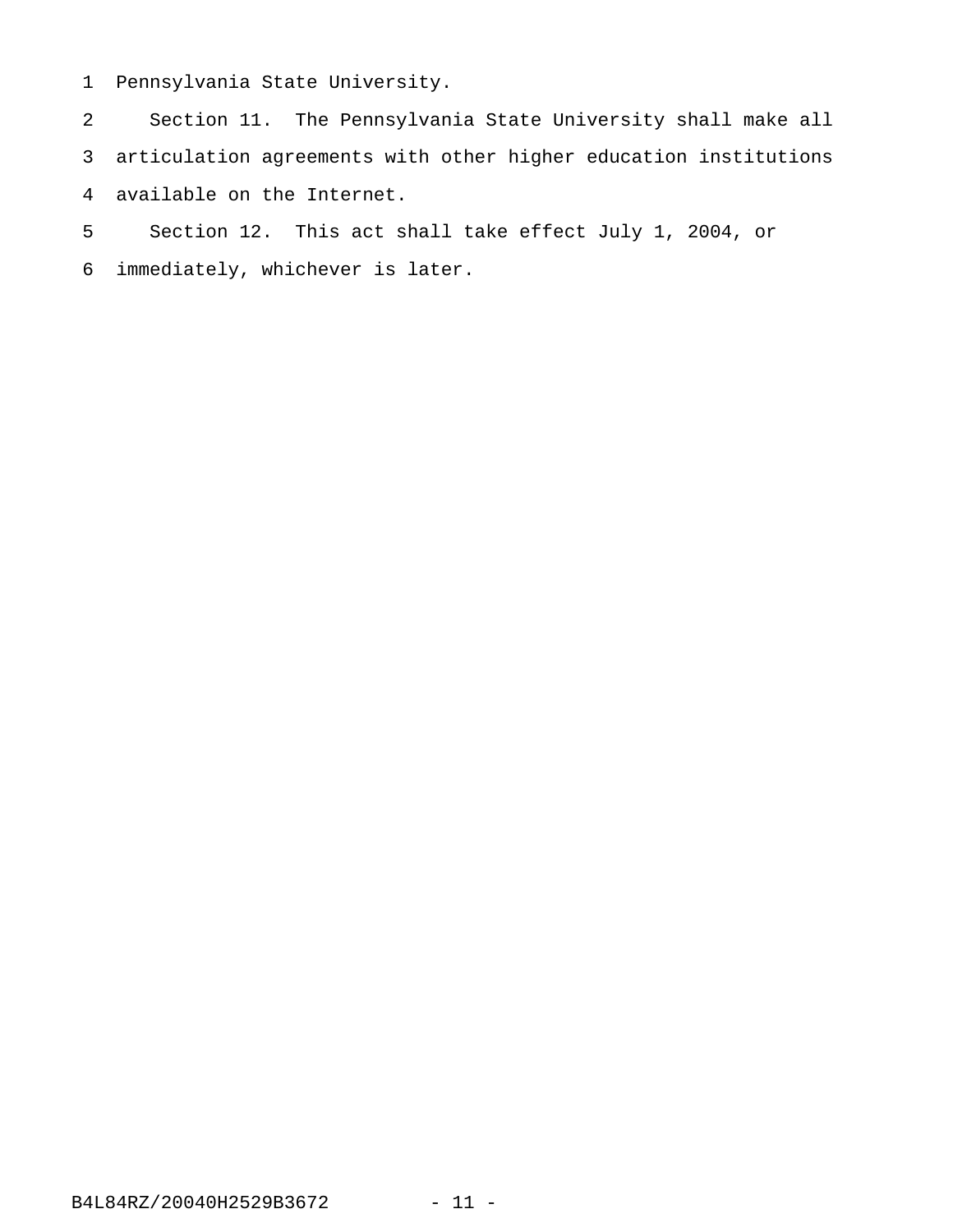Pennsylvania State University.

Section 11. The Pennsylvania State University shall make all articulation agreements with other higher education institutions available on the Internet.

Section 12. This act shall take effect July 1, 2004, or immediately, whichever is later.